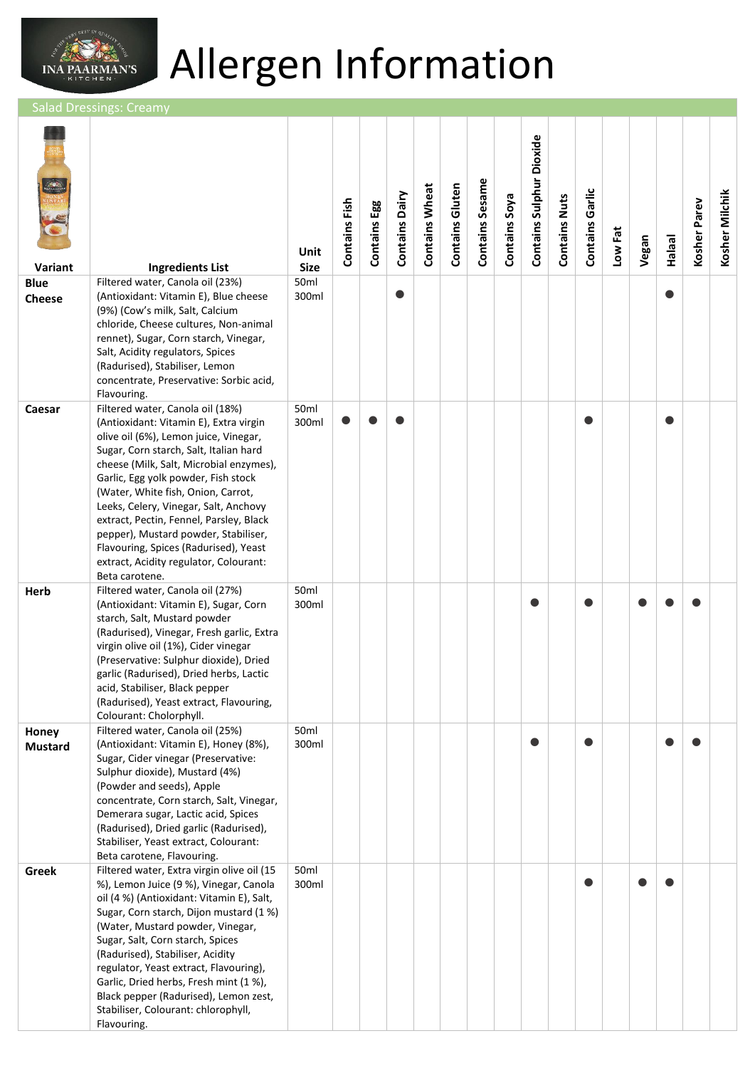# Allergen Information

## Salad Dressings: Creamy

| Variant | Ingredients List | Unit Size | Contains Fish | Contains Egg | Contains Dairy | Contains Wheat | Contains Gluten | Contains Sesame | Contains Soya | Contains Sulphur Dioxide | Contains Nuts | Contains Garlic | Low Fat | Vegan | Halaal | Kosher Parev | Kosher Milchik |
|---|---|---|---|---|---|---|---|---|---|---|---|---|---|---|---|---|---|
| **Blue Cheese** | Filtered water, Canola oil (23%) (Antioxidant: Vitamin E), Blue cheese (9%) (Cow's milk, Salt, Calcium chloride, Cheese cultures, Non-animal rennet), Sugar, Corn starch, Vinegar, Salt, Acidity regulators, Spices (Radurised), Stabiliser, Lemon concentrate, Preservative: Sorbic acid, Flavouring. | 50ml 300ml | | | ● | | | | | | | | | | ● | | |
| **Caesar** | Filtered water, Canola oil (18%) (Antioxidant: Vitamin E), Extra virgin olive oil (6%), Lemon juice, Vinegar, Sugar, Corn starch, Salt, Italian hard cheese (Milk, Salt, Microbial enzymes), Garlic, Egg yolk powder, Fish stock (Water, White fish, Onion, Carrot, Leeks, Celery, Vinegar, Salt, Anchovy extract, Pectin, Fennel, Parsley, Black pepper), Mustard powder, Stabiliser, Flavouring, Spices (Radurised), Yeast extract, Acidity regulator, Colourant: Beta carotene. | 50ml 300ml | ● | ● | ● | | | | | | | ● | | | ● | | |
| **Herb** | Filtered water, Canola oil (27%) (Antioxidant: Vitamin E), Sugar, Corn starch, Salt, Mustard powder (Radurised), Vinegar, Fresh garlic, Extra virgin olive oil (1%), Cider vinegar (Preservative: Sulphur dioxide), Dried garlic (Radurised), Dried herbs, Lactic acid, Stabiliser, Black pepper (Radurised), Yeast extract, Flavouring, Colourant: Cholorphyll. | 50ml 300ml | | | | | | | | ● | | ● | | ● | ● | ● | |
| **Honey Mustard** | Filtered water, Canola oil (25%) (Antioxidant: Vitamin E), Honey (8%), Sugar, Cider vinegar (Preservative: Sulphur dioxide), Mustard (4%) (Powder and seeds), Apple concentrate, Corn starch, Salt, Vinegar, Demerara sugar, Lactic acid, Spices (Radurised), Dried garlic (Radurised), Stabiliser, Yeast extract, Colourant: Beta carotene, Flavouring. | 50ml 300ml | | | | | | | | ● | | ● | | | ● | ● | |
| **Greek** | Filtered water, Extra virgin olive oil (15 %), Lemon Juice (9 %), Vinegar, Canola oil (4 %) (Antioxidant: Vitamin E), Salt, Sugar, Corn starch, Dijon mustard (1 %) (Water, Mustard powder, Vinegar, Sugar, Salt, Corn starch, Spices (Radurised), Stabiliser, Acidity regulator, Yeast extract, Flavouring), Garlic, Dried herbs, Fresh mint (1 %), Black pepper (Radurised), Lemon zest, Stabiliser, Colourant: chlorophyll, Flavouring. | 50ml 300ml | | | | | | | | | | ● | | ● | ● | | |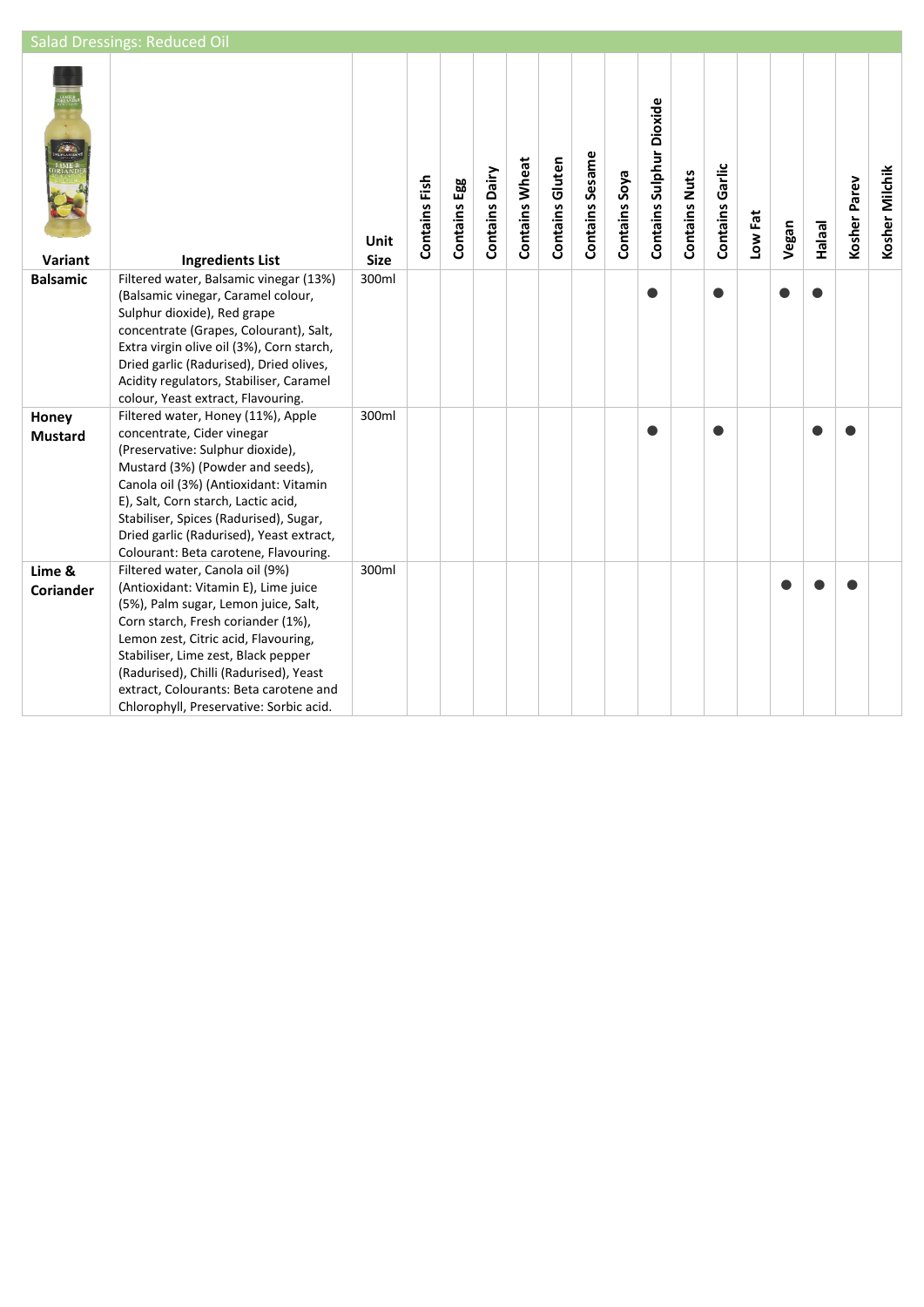## Salad Dressings: Reduced Oil

| Variant | Ingredients List | Unit Size | Contains Fish | Contains Egg | Contains Dairy | Contains Wheat | Contains Gluten | Contains Sesame | Contains Soya | Contains Sulphur Dioxide | Contains Nuts | Contains Garlic | Low Fat | Vegan | Halaal | Kosher Parev | Kosher Milchik |
|---|---|---|---|---|---|---|---|---|---|---|---|---|---|---|---|---|---|
| **Balsamic** | Filtered water, Balsamic vinegar (13%) (Balsamic vinegar, Caramel colour, Sulphur dioxide), Red grape concentrate (Grapes, Colourant), Salt, Extra virgin olive oil (3%), Corn starch, Dried garlic (Radurised), Dried olives, Acidity regulators, Stabiliser, Caramel colour, Yeast extract, Flavouring. | 300ml | | | | | | | | ● | | ● | | ● | ● | | |
| **Honey Mustard** | Filtered water, Honey (11%), Apple concentrate, Cider vinegar (Preservative: Sulphur dioxide), Mustard (3%) (Powder and seeds), Canola oil (3%) (Antioxidant: Vitamin E), Salt, Corn starch, Lactic acid, Stabiliser, Spices (Radurised), Sugar, Dried garlic (Radurised), Yeast extract, Colourant: Beta carotene, Flavouring. | 300ml | | | | | | | | ● | | ● | | | ● | ● | |
| **Lime & Coriander** | Filtered water, Canola oil (9%) (Antioxidant: Vitamin E), Lime juice (5%), Palm sugar, Lemon juice, Salt, Corn starch, Fresh coriander (1%), Lemon zest, Citric acid, Flavouring, Stabiliser, Lime zest, Black pepper (Radurised), Chilli (Radurised), Yeast extract, Colourants: Beta carotene and Chlorophyll, Preservative: Sorbic acid. | 300ml | | | | | | | | | | | | ● | ● | ● | |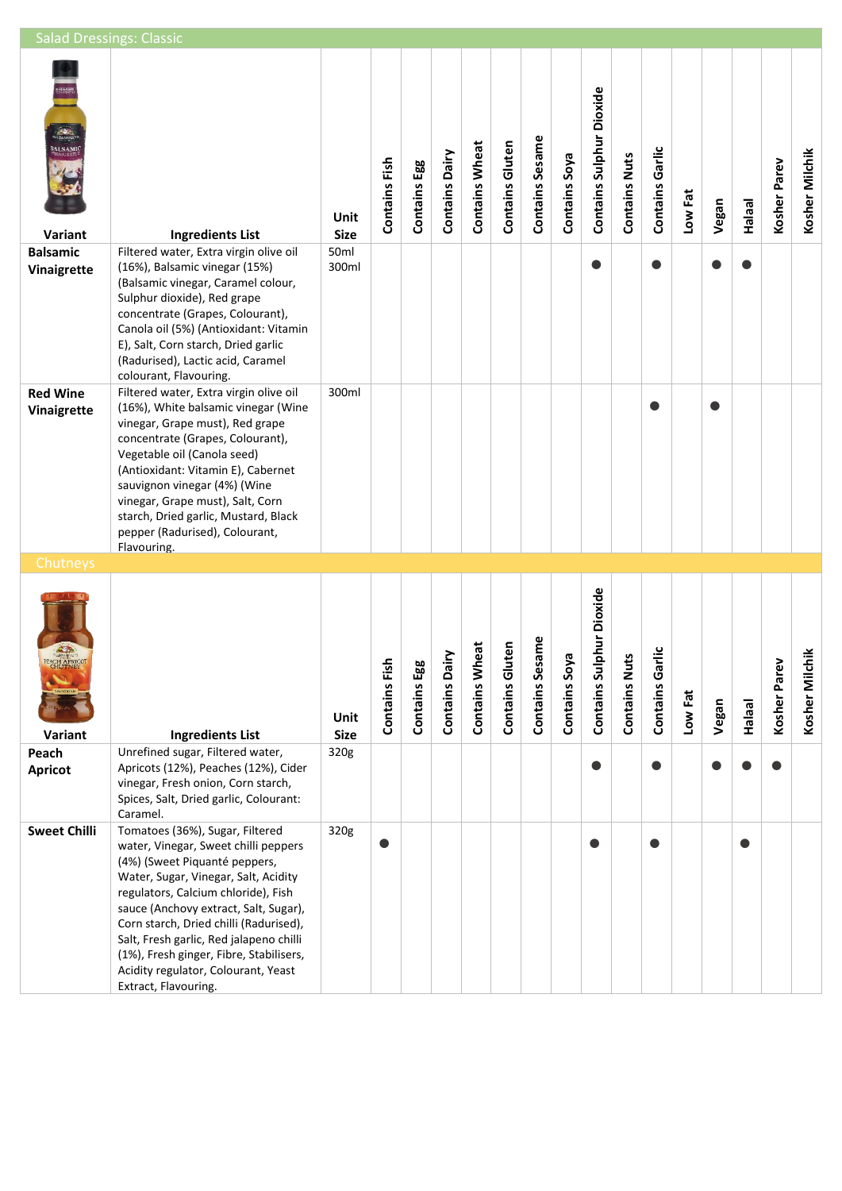## Salad Dressings: Classic

| Variant | Ingredients List | Unit Size | Contains Fish | Contains Egg | Contains Dairy | Contains Wheat | Contains Gluten | Contains Sesame | Contains Soya | Contains Sulphur Dioxide | Contains Nuts | Contains Garlic | Low Fat | Vegan | Halaal | Kosher Parev | Kosher Milchik |
|---|---|---|---|---|---|---|---|---|---|---|---|---|---|---|---|---|---|
| **Balsamic Vinaigrette** | Filtered water, Extra virgin olive oil (16%), Balsamic vinegar (15%) (Balsamic vinegar, Caramel colour, Sulphur dioxide), Red grape concentrate (Grapes, Colourant), Canola oil (5%) (Antioxidant: Vitamin E), Salt, Corn starch, Dried garlic (Radurised), Lactic acid, Caramel colourant, Flavouring. | 50ml 300ml | | | | | | | | ● | | ● | | ● | ● | | |
| **Red Wine Vinaigrette** | Filtered water, Extra virgin olive oil (16%), White balsamic vinegar (Wine vinegar, Grape must), Red grape concentrate (Grapes, Colourant), Vegetable oil (Canola seed) (Antioxidant: Vitamin E), Cabernet sauvignon vinegar (4%) (Wine vinegar, Grape must), Salt, Corn starch, Dried garlic, Mustard, Black pepper (Radurised), Colourant, Flavouring. | 300ml | | | | | | | | | | ● | | ● | | | |

## Chutneys

| Variant | Ingredients List | Unit Size | Contains Fish | Contains Egg | Contains Dairy | Contains Wheat | Contains Gluten | Contains Sesame | Contains Soya | Contains Sulphur Dioxide | Contains Nuts | Contains Garlic | Low Fat | Vegan | Halaal | Kosher Parev | Kosher Milchik |
|---|---|---|---|---|---|---|---|---|---|---|---|---|---|---|---|---|---|
| **Peach Apricot** | Unrefined sugar, Filtered water, Apricots (12%), Peaches (12%), Cider vinegar, Fresh onion, Corn starch, Spices, Salt, Dried garlic, Colourant: Caramel. | 320g | | | | | | | | ● | | ● | | ● | ● | ● | |
| **Sweet Chilli** | Tomatoes (36%), Sugar, Filtered water, Vinegar, Sweet chilli peppers (4%) (Sweet Piquanté peppers, Water, Sugar, Vinegar, Salt, Acidity regulators, Calcium chloride), Fish sauce (Anchovy extract, Salt, Sugar), Corn starch, Dried chilli (Radurised), Salt, Fresh garlic, Red jalapeno chilli (1%), Fresh ginger, Fibre, Stabilisers, Acidity regulator, Colourant, Yeast Extract, Flavouring. | 320g | ● | | | | | | | ● | | ● | | | ● | | |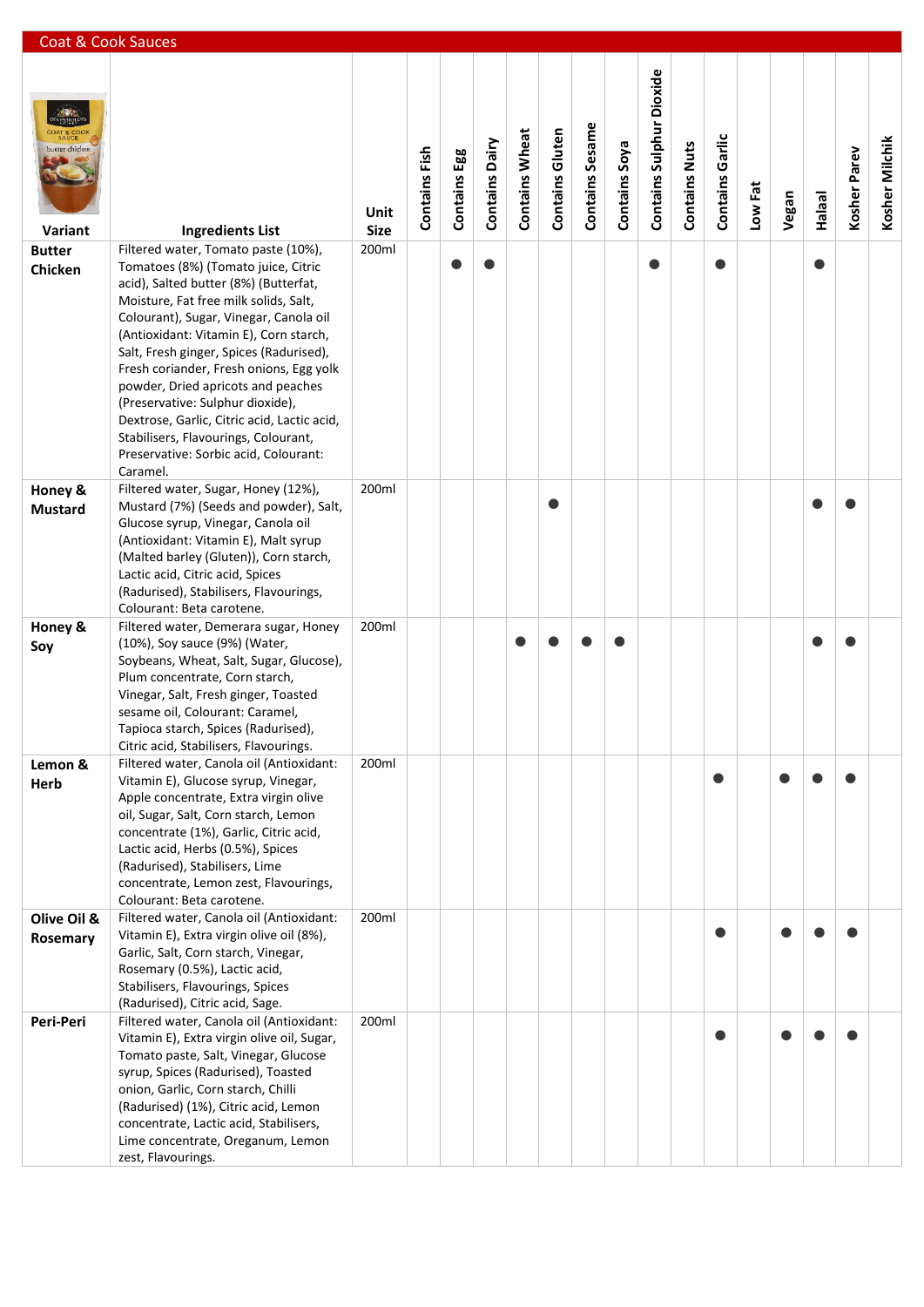## Coat & Cook Sauces

| Variant | Ingredients List | Unit Size | Contains Fish | Contains Egg | Contains Dairy | Contains Wheat | Contains Gluten | Contains Sesame | Contains Soya | Contains Sulphur Dioxide | Contains Nuts | Contains Garlic | Low Fat | Vegan | Halaal | Kosher Parev | Kosher Milchik |
|---|---|---|---|---|---|---|---|---|---|---|---|---|---|---|---|---|---|
| **Butter Chicken** | Filtered water, Tomato paste (10%), Tomatoes (8%) (Tomato juice, Citric acid), Salted butter (8%) (Butterfat, Moisture, Fat free milk solids, Salt, Colourant), Sugar, Vinegar, Canola oil (Antioxidant: Vitamin E), Corn starch, Salt, Fresh ginger, Spices (Radurised), Fresh coriander, Fresh onions, Egg yolk powder, Dried apricots and peaches (Preservative: Sulphur dioxide), Dextrose, Garlic, Citric acid, Lactic acid, Stabilisers, Flavourings, Colourant, Preservative: Sorbic acid, Colourant: Caramel. | 200ml | | ● | ● | | | | | ● | | ● | | | ● | | |
| **Honey & Mustard** | Filtered water, Sugar, Honey (12%), Mustard (7%) (Seeds and powder), Salt, Glucose syrup, Vinegar, Canola oil (Antioxidant: Vitamin E), Malt syrup (Malted barley (Gluten)), Corn starch, Lactic acid, Citric acid, Spices (Radurised), Stabilisers, Flavourings, Colourant: Beta carotene. | 200ml | | | | | ● | | | | | | | | ● | ● | |
| **Honey & Soy** | Filtered water, Demerara sugar, Honey (10%), Soy sauce (9%) (Water, Soybeans, Wheat, Salt, Sugar, Glucose), Plum concentrate, Corn starch, Vinegar, Salt, Fresh ginger, Toasted sesame oil, Colourant: Caramel, Tapioca starch, Spices (Radurised), Citric acid, Stabilisers, Flavourings. | 200ml | | | | ● | ● | ● | ● | | | | | | ● | ● | |
| **Lemon & Herb** | Filtered water, Canola oil (Antioxidant: Vitamin E), Glucose syrup, Vinegar, Apple concentrate, Extra virgin olive oil, Sugar, Salt, Corn starch, Lemon concentrate (1%), Garlic, Citric acid, Lactic acid, Herbs (0.5%), Spices (Radurised), Stabilisers, Lime concentrate, Lemon zest, Flavourings, Colourant: Beta carotene. | 200ml | | | | | | | | | | ● | | ● | ● | ● | |
| **Olive Oil & Rosemary** | Filtered water, Canola oil (Antioxidant: Vitamin E), Extra virgin olive oil (8%), Garlic, Salt, Corn starch, Vinegar, Rosemary (0.5%), Lactic acid, Stabilisers, Flavourings, Spices (Radurised), Citric acid, Sage. | 200ml | | | | | | | | | | ● | | ● | ● | ● | |
| **Peri-Peri** | Filtered water, Canola oil (Antioxidant: Vitamin E), Extra virgin olive oil, Sugar, Tomato paste, Salt, Vinegar, Glucose syrup, Spices (Radurised), Toasted onion, Garlic, Corn starch, Chilli (Radurised) (1%), Citric acid, Lemon concentrate, Lactic acid, Stabilisers, Lime concentrate, Oreganum, Lemon zest, Flavourings. | 200ml | | | | | | | | | | ● | | ● | ● | ● | |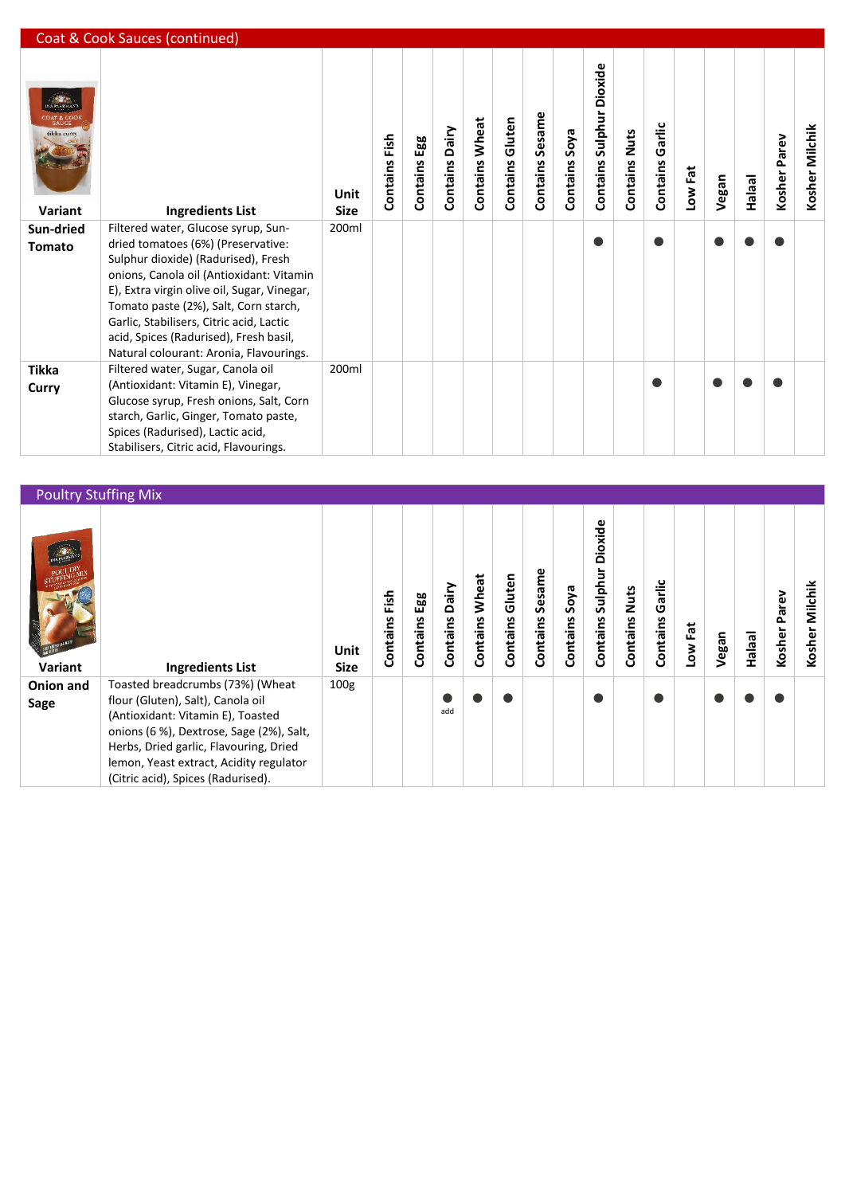## Coat & Cook Sauces (continued)

| Variant | Ingredients List | Unit Size | Contains Fish | Contains Egg | Contains Dairy | Contains Wheat | Contains Gluten | Contains Sesame | Contains Soya | Contains Sulphur Dioxide | Contains Nuts | Contains Garlic | Low Fat | Vegan | Halaal | Kosher Parev | Kosher Milchik |
|---|---|---|---|---|---|---|---|---|---|---|---|---|---|---|---|---|---|
| **Sun-dried Tomato** | Filtered water, Glucose syrup, Sun-dried tomatoes (6%) (Preservative: Sulphur dioxide) (Radurised), Fresh onions, Canola oil (Antioxidant: Vitamin E), Extra virgin olive oil, Sugar, Vinegar, Tomato paste (2%), Salt, Corn starch, Garlic, Stabilisers, Citric acid, Lactic acid, Spices (Radurised), Fresh basil, Natural colourant: Aronia, Flavourings. | 200ml | | | | | | | | ● | | ● | | ● | ● | ● | |
| **Tikka Curry** | Filtered water, Sugar, Canola oil (Antioxidant: Vitamin E), Vinegar, Glucose syrup, Fresh onions, Salt, Corn starch, Garlic, Ginger, Tomato paste, Spices (Radurised), Lactic acid, Stabilisers, Citric acid, Flavourings. | 200ml | | | | | | | | | | ● | | ● | ● | ● | |

## Poultry Stuffing Mix

| Variant | Ingredients List | Unit Size | Contains Fish | Contains Egg | Contains Dairy | Contains Wheat | Contains Gluten | Contains Sesame | Contains Soya | Contains Sulphur Dioxide | Contains Nuts | Contains Garlic | Low Fat | Vegan | Halaal | Kosher Parev | Kosher Milchik |
|---|---|---|---|---|---|---|---|---|---|---|---|---|---|---|---|---|---|
| **Onion and Sage** | Toasted breadcrumbs (73%) (Wheat flour (Gluten), Salt), Canola oil (Antioxidant: Vitamin E), Toasted onions (6 %), Dextrose, Sage (2%), Salt, Herbs, Dried garlic, Flavouring, Dried lemon, Yeast extract, Acidity regulator (Citric acid), Spices (Radurised). | 100g | | | ● add | ● | ● | | | ● | | ● | | ● | ● | ● | |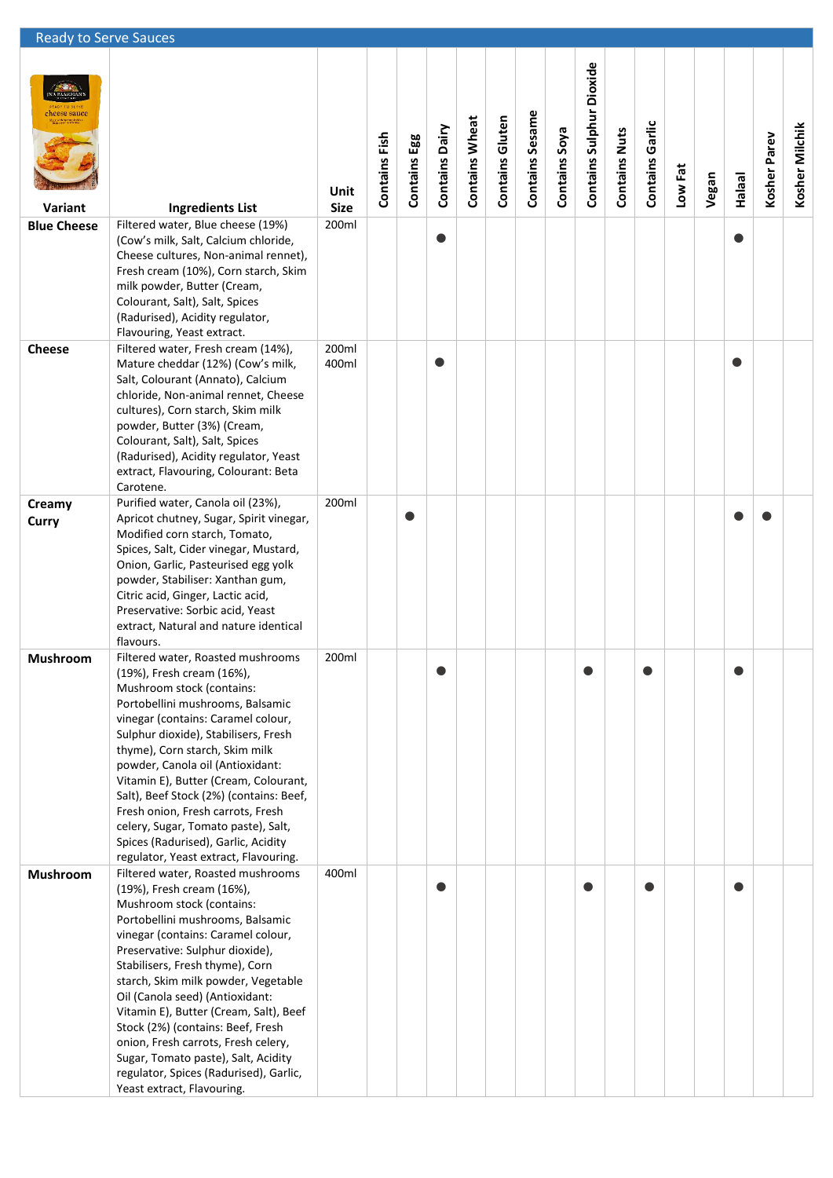## Ready to Serve Sauces

| Variant | Ingredients List | Unit Size | Contains Fish | Contains Egg | Contains Dairy | Contains Wheat | Contains Gluten | Contains Sesame | Contains Soya | Contains Sulphur Dioxide | Contains Nuts | Contains Garlic | Low Fat | Vegan | Halaal | Kosher Parev | Kosher Milchik |
|---|---|---|---|---|---|---|---|---|---|---|---|---|---|---|---|---|---|
| **Blue Cheese** | Filtered water, Blue cheese (19%) (Cow's milk, Salt, Calcium chloride, Cheese cultures, Non-animal rennet), Fresh cream (10%), Corn starch, Skim milk powder, Butter (Cream, Colourant, Salt), Salt, Spices (Radurised), Acidity regulator, Flavouring, Yeast extract. | 200ml | | | ● | | | | | | | | | | ● | | |
| **Cheese** | Filtered water, Fresh cream (14%), Mature cheddar (12%) (Cow's milk, Salt, Colourant (Annato), Calcium chloride, Non-animal rennet, Cheese cultures), Corn starch, Skim milk powder, Butter (3%) (Cream, Colourant, Salt), Salt, Spices (Radurised), Acidity regulator, Yeast extract, Flavouring, Colourant: Beta Carotene. | 200ml 400ml | | | ● | | | | | | | | | | ● | | |
| **Creamy Curry** | Purified water, Canola oil (23%), Apricot chutney, Sugar, Spirit vinegar, Modified corn starch, Tomato, Spices, Salt, Cider vinegar, Mustard, Onion, Garlic, Pasteurised egg yolk powder, Stabiliser: Xanthan gum, Citric acid, Ginger, Lactic acid, Preservative: Sorbic acid, Yeast extract, Natural and nature identical flavours. | 200ml | | ● | | | | | | | | | | | ● | ● | |
| **Mushroom** | Filtered water, Roasted mushrooms (19%), Fresh cream (16%), Mushroom stock (contains: Portobellini mushrooms, Balsamic vinegar (contains: Caramel colour, Sulphur dioxide), Stabilisers, Fresh thyme), Corn starch, Skim milk powder, Canola oil (Antioxidant: Vitamin E), Butter (Cream, Colourant, Salt), Beef Stock (2%) (contains: Beef, Fresh onion, Fresh carrots, Fresh celery, Sugar, Tomato paste), Salt, Spices (Radurised), Garlic, Acidity regulator, Yeast extract, Flavouring. | 200ml | | | ● | | | | | ● | | ● | | | ● | | |
| **Mushroom** | Filtered water, Roasted mushrooms (19%), Fresh cream (16%), Mushroom stock (contains: Portobellini mushrooms, Balsamic vinegar (contains: Caramel colour, Preservative: Sulphur dioxide), Stabilisers, Fresh thyme), Corn starch, Skim milk powder, Vegetable Oil (Canola seed) (Antioxidant: Vitamin E), Butter (Cream, Salt), Beef Stock (2%) (contains: Beef, Fresh onion, Fresh carrots, Fresh celery, Sugar, Tomato paste), Salt, Acidity regulator, Spices (Radurised), Garlic, Yeast extract, Flavouring. | 400ml | | | ● | | | | | ● | | ● | | | ● | | |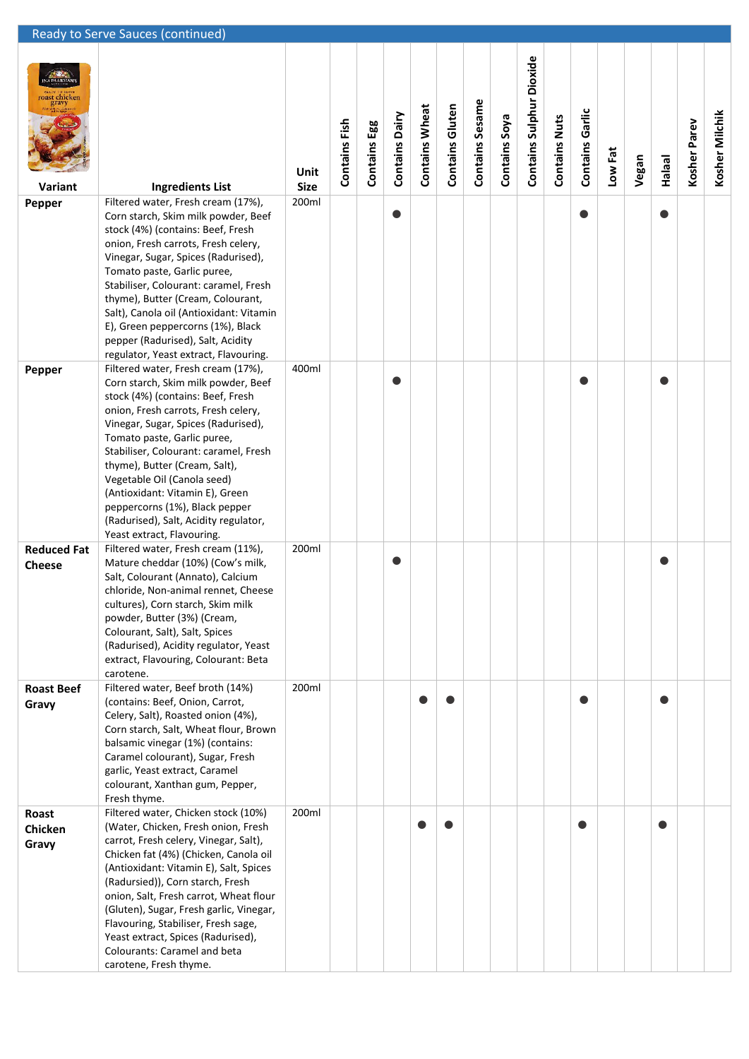## Ready to Serve Sauces (continued)

| Variant | Ingredients List | Unit Size | Contains Fish | Contains Egg | Contains Dairy | Contains Wheat | Contains Gluten | Contains Sesame | Contains Soya | Contains Sulphur Dioxide | Contains Nuts | Contains Garlic | Low Fat | Vegan | Halaal | Kosher Parev | Kosher Milchik |
|---|---|---|---|---|---|---|---|---|---|---|---|---|---|---|---|---|---|
| **Pepper** | Filtered water, Fresh cream (17%), Corn starch, Skim milk powder, Beef stock (4%) (contains: Beef, Fresh onion, Fresh carrots, Fresh celery, Vinegar, Sugar, Spices (Radurised), Tomato paste, Garlic puree, Stabiliser, Colourant: caramel, Fresh thyme), Butter (Cream, Colourant, Salt), Canola oil (Antioxidant: Vitamin E), Green peppercorns (1%), Black pepper (Radurised), Salt, Acidity regulator, Yeast extract, Flavouring. | 200ml | | | ● | | | | | | | ● | | | ● | | |
| **Pepper** | Filtered water, Fresh cream (17%), Corn starch, Skim milk powder, Beef stock (4%) (contains: Beef, Fresh onion, Fresh carrots, Fresh celery, Vinegar, Sugar, Spices (Radurised), Tomato paste, Garlic puree, Stabiliser, Colourant: caramel, Fresh thyme), Butter (Cream, Salt), Vegetable Oil (Canola seed) (Antioxidant: Vitamin E), Green peppercorns (1%), Black pepper (Radurised), Salt, Acidity regulator, Yeast extract, Flavouring. | 400ml | | | ● | | | | | | | ● | | | ● | | |
| **Reduced Fat Cheese** | Filtered water, Fresh cream (11%), Mature cheddar (10%) (Cow's milk, Salt, Colourant (Annato), Calcium chloride, Non-animal rennet, Cheese cultures), Corn starch, Skim milk powder, Butter (3%) (Cream, Colourant, Salt), Salt, Spices (Radurised), Acidity regulator, Yeast extract, Flavouring, Colourant: Beta carotene. | 200ml | | | ● | | | | | | | | | | ● | | |
| **Roast Beef Gravy** | Filtered water, Beef broth (14%) (contains: Beef, Onion, Carrot, Celery, Salt), Roasted onion (4%), Corn starch, Salt, Wheat flour, Brown balsamic vinegar (1%) (contains: Caramel colourant), Sugar, Fresh garlic, Yeast extract, Caramel colourant, Xanthan gum, Pepper, Fresh thyme. | 200ml | | | | ● | ● | | | | | ● | | | ● | | |
| **Roast Chicken Gravy** | Filtered water, Chicken stock (10%) (Water, Chicken, Fresh onion, Fresh carrot, Fresh celery, Vinegar, Salt), Chicken fat (4%) (Chicken, Canola oil (Antioxidant: Vitamin E), Salt, Spices (Radursied)), Corn starch, Fresh onion, Salt, Fresh carrot, Wheat flour (Gluten), Sugar, Fresh garlic, Vinegar, Flavouring, Stabiliser, Fresh sage, Yeast extract, Spices (Radurised), Colourants: Caramel and beta carotene, Fresh thyme. | 200ml | | | | ● | ● | | | | | ● | | | ● | | |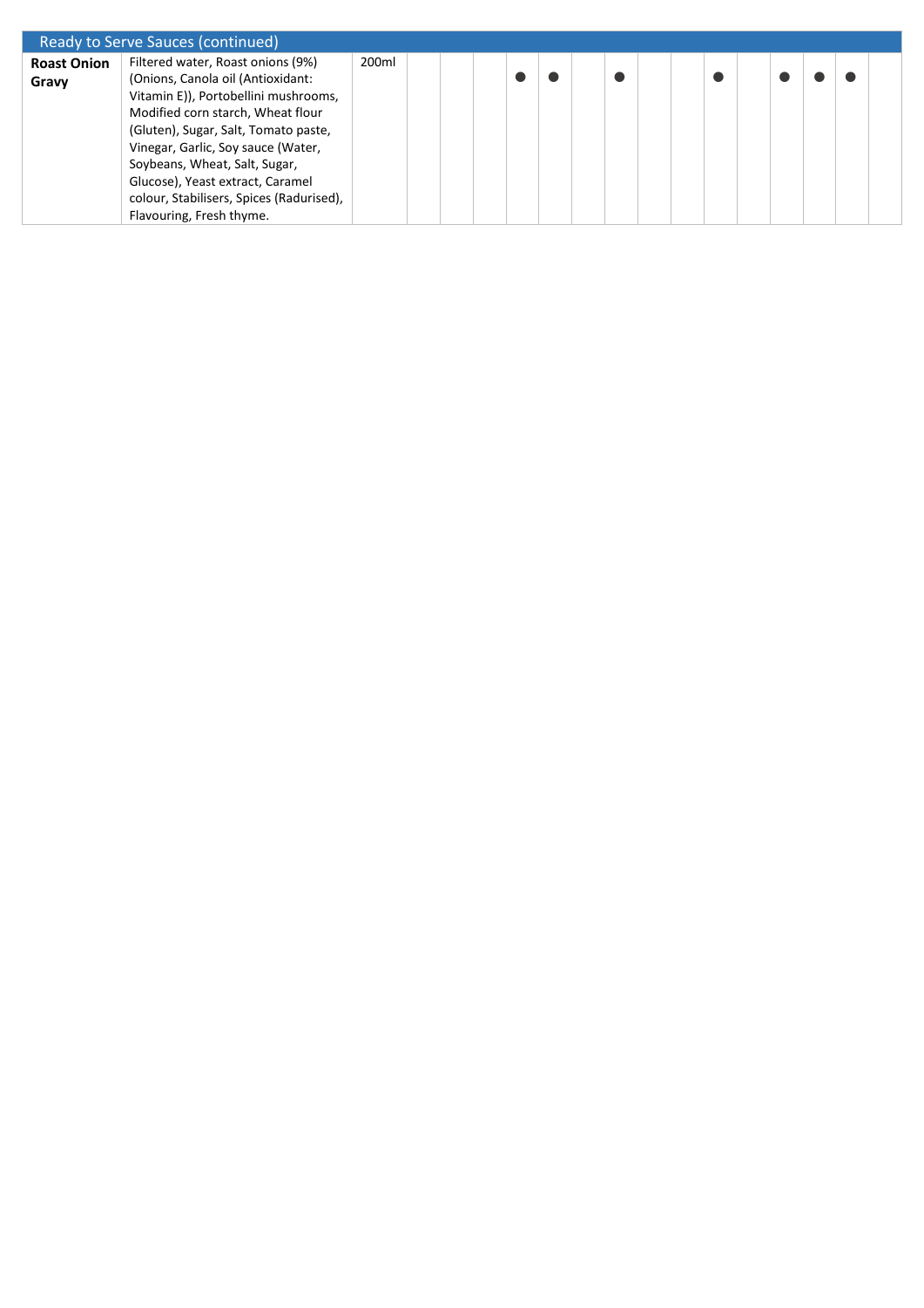| Ready to Serve Sauces (continued) | | | | | | | | | | | | | | | | | |
|---|---|---|---|---|---|---|---|---|---|---|---|---|---|---|---|---|---|
| **Roast Onion Gravy** | Filtered water, Roast onions (9%) (Onions, Canola oil (Antioxidant: Vitamin E)), Portobellini mushrooms, Modified corn starch, Wheat flour (Gluten), Sugar, Salt, Tomato paste, Vinegar, Garlic, Soy sauce (Water, Soybeans, Wheat, Salt, Sugar, Glucose), Yeast extract, Caramel colour, Stabilisers, Spices (Radurised), Flavouring, Fresh thyme. | 200ml | | | | ● | ● | | ● | | | ● | | ● | ● | ● | |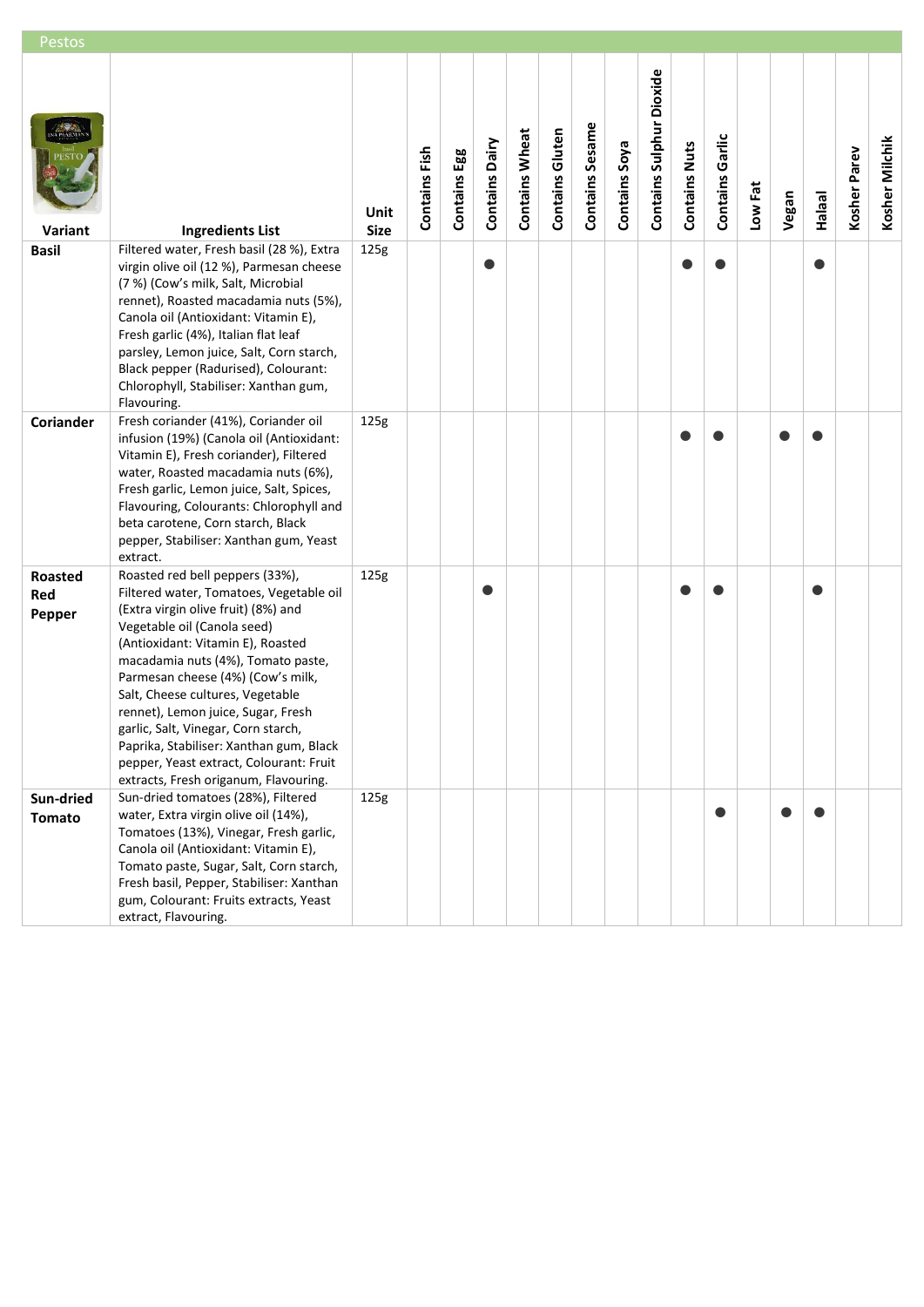## Pestos

| Variant | Ingredients List | Unit Size | Contains Fish | Contains Egg | Contains Dairy | Contains Wheat | Contains Gluten | Contains Sesame | Contains Soya | Contains Sulphur Dioxide | Contains Nuts | Contains Garlic | Low Fat | Vegan | Halaal | Kosher Parev | Kosher Milchik |
|---|---|---|---|---|---|---|---|---|---|---|---|---|---|---|---|---|---|
| **Basil** | Filtered water, Fresh basil (28 %), Extra virgin olive oil (12 %), Parmesan cheese (7 %) (Cow's milk, Salt, Microbial rennet), Roasted macadamia nuts (5%), Canola oil (Antioxidant: Vitamin E), Fresh garlic (4%), Italian flat leaf parsley, Lemon juice, Salt, Corn starch, Black pepper (Radurised), Colourant: Chlorophyll, Stabiliser: Xanthan gum, Flavouring. | 125g | | | ● | | | | | | ● | ● | | | ● | | |
| **Coriander** | Fresh coriander (41%), Coriander oil infusion (19%) (Canola oil (Antioxidant: Vitamin E), Fresh coriander), Filtered water, Roasted macadamia nuts (6%), Fresh garlic, Lemon juice, Salt, Spices, Flavouring, Colourants: Chlorophyll and beta carotene, Corn starch, Black pepper, Stabiliser: Xanthan gum, Yeast extract. | 125g | | | | | | | | | ● | ● | | ● | ● | | |
| **Roasted Red Pepper** | Roasted red bell peppers (33%), Filtered water, Tomatoes, Vegetable oil (Extra virgin olive fruit) (8%) and Vegetable oil (Canola seed) (Antioxidant: Vitamin E), Roasted macadamia nuts (4%), Tomato paste, Parmesan cheese (4%) (Cow's milk, Salt, Cheese cultures, Vegetable rennet), Lemon juice, Sugar, Fresh garlic, Salt, Vinegar, Corn starch, Paprika, Stabiliser: Xanthan gum, Black pepper, Yeast extract, Colourant: Fruit extracts, Fresh origanum, Flavouring. | 125g | | | ● | | | | | | ● | ● | | | ● | | |
| **Sun-dried Tomato** | Sun-dried tomatoes (28%), Filtered water, Extra virgin olive oil (14%), Tomatoes (13%), Vinegar, Fresh garlic, Canola oil (Antioxidant: Vitamin E), Tomato paste, Sugar, Salt, Corn starch, Fresh basil, Pepper, Stabiliser: Xanthan gum, Colourant: Fruits extracts, Yeast extract, Flavouring. | 125g | | | | | | | | | | ● | | ● | ● | | |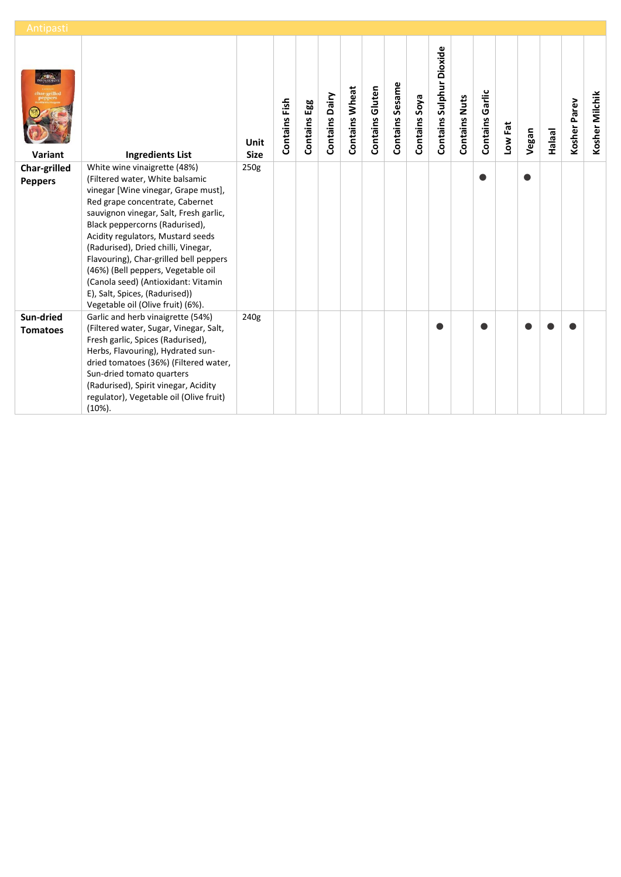## Antipasti

| Variant | Ingredients List | Unit Size | Contains Fish | Contains Egg | Contains Dairy | Contains Wheat | Contains Gluten | Contains Sesame | Contains Soya | Contains Sulphur Dioxide | Contains Nuts | Contains Garlic | Low Fat | Vegan | Halaal | Kosher Parev | Kosher Milchik |
|---|---|---|---|---|---|---|---|---|---|---|---|---|---|---|---|---|---|
| **Char-grilled Peppers** | White wine vinaigrette (48%) (Filtered water, White balsamic vinegar [Wine vinegar, Grape must], Red grape concentrate, Cabernet sauvignon vinegar, Salt, Fresh garlic, Black peppercorns (Radurised), Acidity regulators, Mustard seeds (Radurised), Dried chilli, Vinegar, Flavouring), Char-grilled bell peppers (46%) (Bell peppers, Vegetable oil (Canola seed) (Antioxidant: Vitamin E), Salt, Spices, (Radurised)) Vegetable oil (Olive fruit) (6%). | 250g | | | | | | | | | | ● | | ● | | | |
| **Sun-dried Tomatoes** | Garlic and herb vinaigrette (54%) (Filtered water, Sugar, Vinegar, Salt, Fresh garlic, Spices (Radurised), Herbs, Flavouring), Hydrated sun-dried tomatoes (36%) (Filtered water, Sun-dried tomato quarters (Radurised), Spirit vinegar, Acidity regulator), Vegetable oil (Olive fruit) (10%). | 240g | | | | | | | | ● | | ● | | ● | ● | ● | |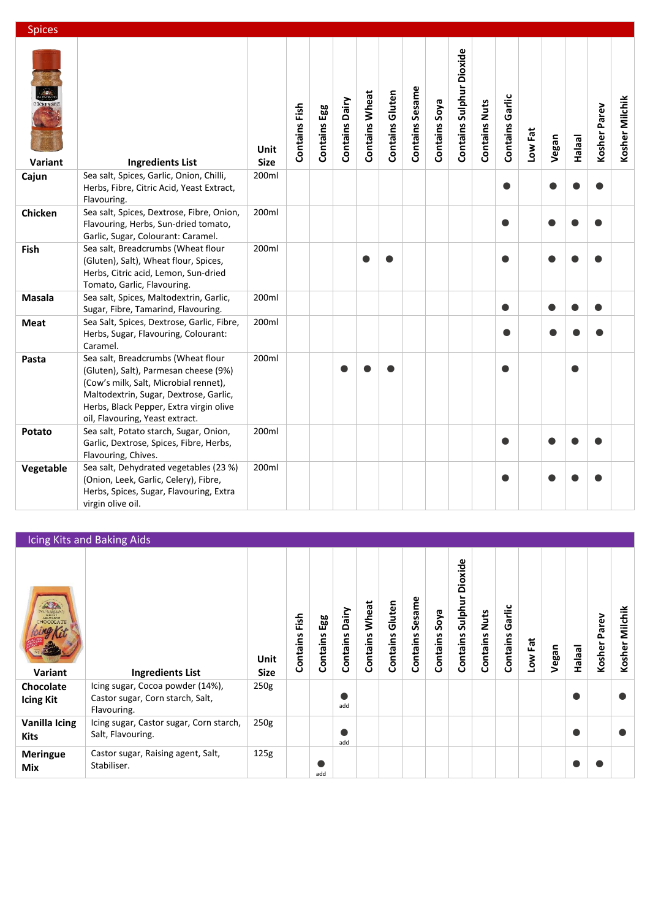## Spices

| Variant | Ingredients List | Unit Size | Contains Fish | Contains Egg | Contains Dairy | Contains Wheat | Contains Gluten | Contains Sesame | Contains Soya | Contains Sulphur Dioxide | Contains Nuts | Contains Garlic | Low Fat | Vegan | Halaal | Kosher Parev | Kosher Milchik |
|---|---|---|---|---|---|---|---|---|---|---|---|---|---|---|---|---|---|
| **Cajun** | Sea salt, Spices, Garlic, Onion, Chilli, Herbs, Fibre, Citric Acid, Yeast Extract, Flavouring. | 200ml | | | | | | | | | | ● | | ● | ● | ● | |
| **Chicken** | Sea salt, Spices, Dextrose, Fibre, Onion, Flavouring, Herbs, Sun-dried tomato, Garlic, Sugar, Colourant: Caramel. | 200ml | | | | | | | | | | ● | | ● | ● | ● | |
| **Fish** | Sea salt, Breadcrumbs (Wheat flour (Gluten), Salt), Wheat flour, Spices, Herbs, Citric acid, Lemon, Sun-dried Tomato, Garlic, Flavouring. | 200ml | | | | ● | ● | | | | | ● | | ● | ● | ● | |
| **Masala** | Sea salt, Spices, Maltodextrin, Garlic, Sugar, Fibre, Tamarind, Flavouring. | 200ml | | | | | | | | | | ● | | ● | ● | ● | |
| **Meat** | Sea Salt, Spices, Dextrose, Garlic, Fibre, Herbs, Sugar, Flavouring, Colourant: Caramel. | 200ml | | | | | | | | | | ● | | ● | ● | ● | |
| **Pasta** | Sea salt, Breadcrumbs (Wheat flour (Gluten), Salt), Parmesan cheese (9%) (Cow's milk, Salt, Microbial rennet), Maltodextrin, Sugar, Dextrose, Garlic, Herbs, Black Pepper, Extra virgin olive oil, Flavouring, Yeast extract. | 200ml | | | ● | ● | ● | | | | | ● | | | ● | | |
| **Potato** | Sea salt, Potato starch, Sugar, Onion, Garlic, Dextrose, Spices, Fibre, Herbs, Flavouring, Chives. | 200ml | | | | | | | | | | ● | | ● | ● | ● | |
| **Vegetable** | Sea salt, Dehydrated vegetables (23 %) (Onion, Leek, Garlic, Celery), Fibre, Herbs, Spices, Sugar, Flavouring, Extra virgin olive oil. | 200ml | | | | | | | | | | ● | | ● | ● | ● | |

## Icing Kits and Baking Aids

| Variant | Ingredients List | Unit Size | Contains Fish | Contains Egg | Contains Dairy | Contains Wheat | Contains Gluten | Contains Sesame | Contains Soya | Contains Sulphur Dioxide | Contains Nuts | Contains Garlic | Low Fat | Vegan | Halaal | Kosher Parev | Kosher Milchik |
|---|---|---|---|---|---|---|---|---|---|---|---|---|---|---|---|---|---|
| **Chocolate Icing Kit** | Icing sugar, Cocoa powder (14%), Castor sugar, Corn starch, Salt, Flavouring. | 250g | | | ● add | | | | | | | | | | ● | | ● |
| **Vanilla Icing Kits** | Icing sugar, Castor sugar, Corn starch, Salt, Flavouring. | 250g | | | ● add | | | | | | | | | | ● | | ● |
| **Meringue Mix** | Castor sugar, Raising agent, Salt, Stabiliser. | 125g | | ● add | | | | | | | | | | | ● | ● | |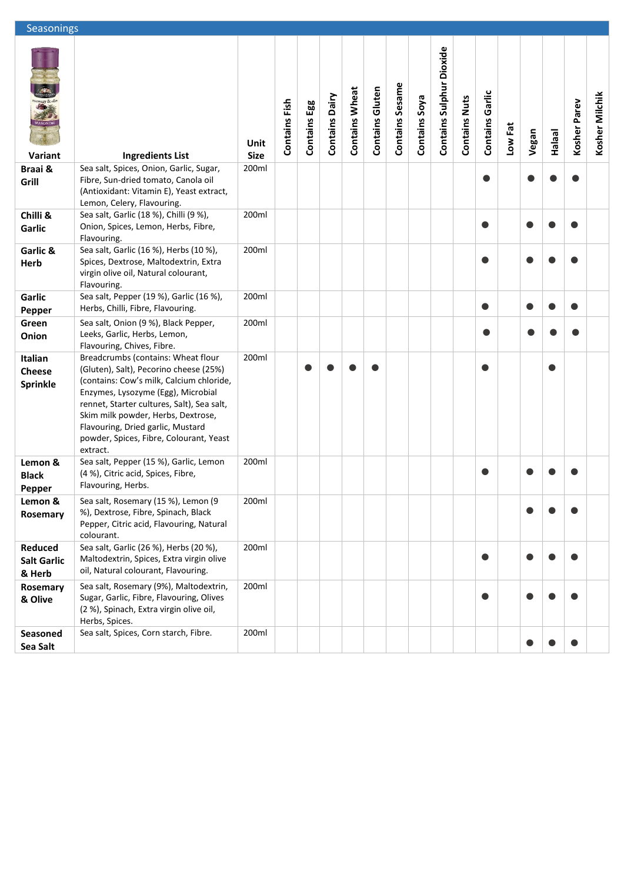## Seasonings

| Variant | Ingredients List | Unit Size | Contains Fish | Contains Egg | Contains Dairy | Contains Wheat | Contains Gluten | Contains Sesame | Contains Soya | Contains Sulphur Dioxide | Contains Nuts | Contains Garlic | Low Fat | Vegan | Halaal | Kosher Parev | Kosher Milchik |
|---|---|---|---|---|---|---|---|---|---|---|---|---|---|---|---|---|---|
| **Braai & Grill** | Sea salt, Spices, Onion, Garlic, Sugar, Fibre, Sun-dried tomato, Canola oil (Antioxidant: Vitamin E), Yeast extract, Lemon, Celery, Flavouring. | 200ml | | | | | | | | | | ● | | ● | ● | ● | |
| **Chilli & Garlic** | Sea salt, Garlic (18 %), Chilli (9 %), Onion, Spices, Lemon, Herbs, Fibre, Flavouring. | 200ml | | | | | | | | | | ● | | ● | ● | ● | |
| **Garlic & Herb** | Sea salt, Garlic (16 %), Herbs (10 %), Spices, Dextrose, Maltodextrin, Extra virgin olive oil, Natural colourant, Flavouring. | 200ml | | | | | | | | | | ● | | ● | ● | ● | |
| **Garlic Pepper** | Sea salt, Pepper (19 %), Garlic (16 %), Herbs, Chilli, Fibre, Flavouring. | 200ml | | | | | | | | | | ● | | ● | ● | ● | |
| **Green Onion** | Sea salt, Onion (9 %), Black Pepper, Leeks, Garlic, Herbs, Lemon, Flavouring, Chives, Fibre. | 200ml | | | | | | | | | | ● | | ● | ● | ● | |
| **Italian Cheese Sprinkle** | Breadcrumbs (contains: Wheat flour (Gluten), Salt), Pecorino cheese (25%) (contains: Cow's milk, Calcium chloride, Enzymes, Lysozyme (Egg), Microbial rennet, Starter cultures, Salt), Sea salt, Skim milk powder, Herbs, Dextrose, Flavouring, Dried garlic, Mustard powder, Spices, Fibre, Colourant, Yeast extract. | 200ml | | ● | ● | ● | ● | | | | | ● | | | ● | | |
| **Lemon & Black Pepper** | Sea salt, Pepper (15 %), Garlic, Lemon (4 %), Citric acid, Spices, Fibre, Flavouring, Herbs. | 200ml | | | | | | | | | | ● | | ● | ● | ● | |
| **Lemon & Rosemary** | Sea salt, Rosemary (15 %), Lemon (9 %), Dextrose, Fibre, Spinach, Black Pepper, Citric acid, Flavouring, Natural colourant. | 200ml | | | | | | | | | | | | ● | ● | ● | |
| **Reduced Salt Garlic & Herb** | Sea salt, Garlic (26 %), Herbs (20 %), Maltodextrin, Spices, Extra virgin olive oil, Natural colourant, Flavouring. | 200ml | | | | | | | | | | ● | | ● | ● | ● | |
| **Rosemary & Olive** | Sea salt, Rosemary (9%), Maltodextrin, Sugar, Garlic, Fibre, Flavouring, Olives (2 %), Spinach, Extra virgin olive oil, Herbs, Spices. | 200ml | | | | | | | | | | ● | | ● | ● | ● | |
| **Seasoned Sea Salt** | Sea salt, Spices, Corn starch, Fibre. | 200ml | | | | | | | | | | | | ● | ● | ● | |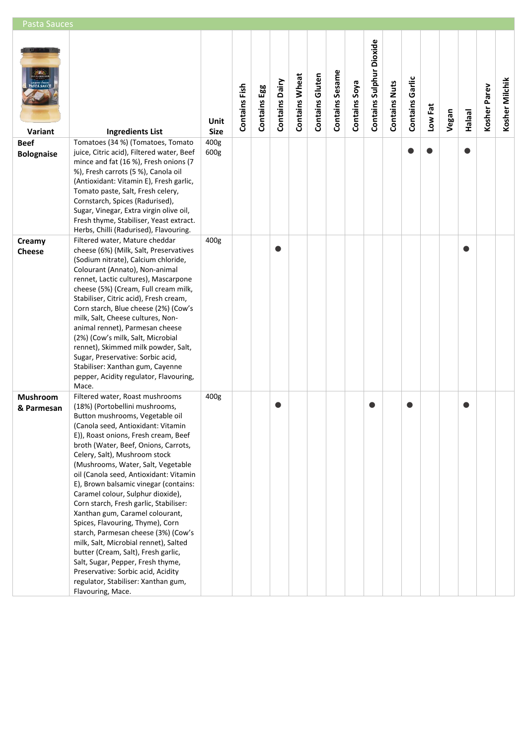## Pasta Sauces

| Variant | Ingredients List | Unit Size | Contains Fish | Contains Egg | Contains Dairy | Contains Wheat | Contains Gluten | Contains Sesame | Contains Soya | Contains Sulphur Dioxide | Contains Nuts | Contains Garlic | Low Fat | Vegan | Halaal | Kosher Parev | Kosher Milchik |
|---|---|---|---|---|---|---|---|---|---|---|---|---|---|---|---|---|---|
| **Beef Bolognaise** | Tomatoes (34 %) (Tomatoes, Tomato juice, Citric acid), Filtered water, Beef mince and fat (16 %), Fresh onions (7 %), Fresh carrots (5 %), Canola oil (Antioxidant: Vitamin E), Fresh garlic, Tomato paste, Salt, Fresh celery, Cornstarch, Spices (Radurised), Sugar, Vinegar, Extra virgin olive oil, Fresh thyme, Stabiliser, Yeast extract. Herbs, Chilli (Radurised), Flavouring. | 400g 600g | | | | | | | | | | ● | ● | | ● | | |
| **Creamy Cheese** | Filtered water, Mature cheddar cheese (6%) (Milk, Salt, Preservatives (Sodium nitrate), Calcium chloride, Colourant (Annato), Non-animal rennet, Lactic cultures), Mascarpone cheese (5%) (Cream, Full cream milk, Stabiliser, Citric acid), Fresh cream, Corn starch, Blue cheese (2%) (Cow's milk, Salt, Cheese cultures, Non-animal rennet), Parmesan cheese (2%) (Cow's milk, Salt, Microbial rennet), Skimmed milk powder, Salt, Sugar, Preservative: Sorbic acid, Stabiliser: Xanthan gum, Cayenne pepper, Acidity regulator, Flavouring, Mace. | 400g | | | ● | | | | | | | | | | ● | | |
| **Mushroom & Parmesan** | Filtered water, Roast mushrooms (18%) (Portobellini mushrooms, Button mushrooms, Vegetable oil (Canola seed, Antioxidant: Vitamin E)), Roast onions, Fresh cream, Beef broth (Water, Beef, Onions, Carrots, Celery, Salt), Mushroom stock (Mushrooms, Water, Salt, Vegetable oil (Canola seed, Antioxidant: Vitamin E), Brown balsamic vinegar (contains: Caramel colour, Sulphur dioxide), Corn starch, Fresh garlic, Stabiliser: Xanthan gum, Caramel colourant, Spices, Flavouring, Thyme), Corn starch, Parmesan cheese (3%) (Cow's milk, Salt, Microbial rennet), Salted butter (Cream, Salt), Fresh garlic, Salt, Sugar, Pepper, Fresh thyme, Preservative: Sorbic acid, Acidity regulator, Stabiliser: Xanthan gum, Flavouring, Mace. | 400g | | | ● | | | | | ● | | ● | | | ● | | |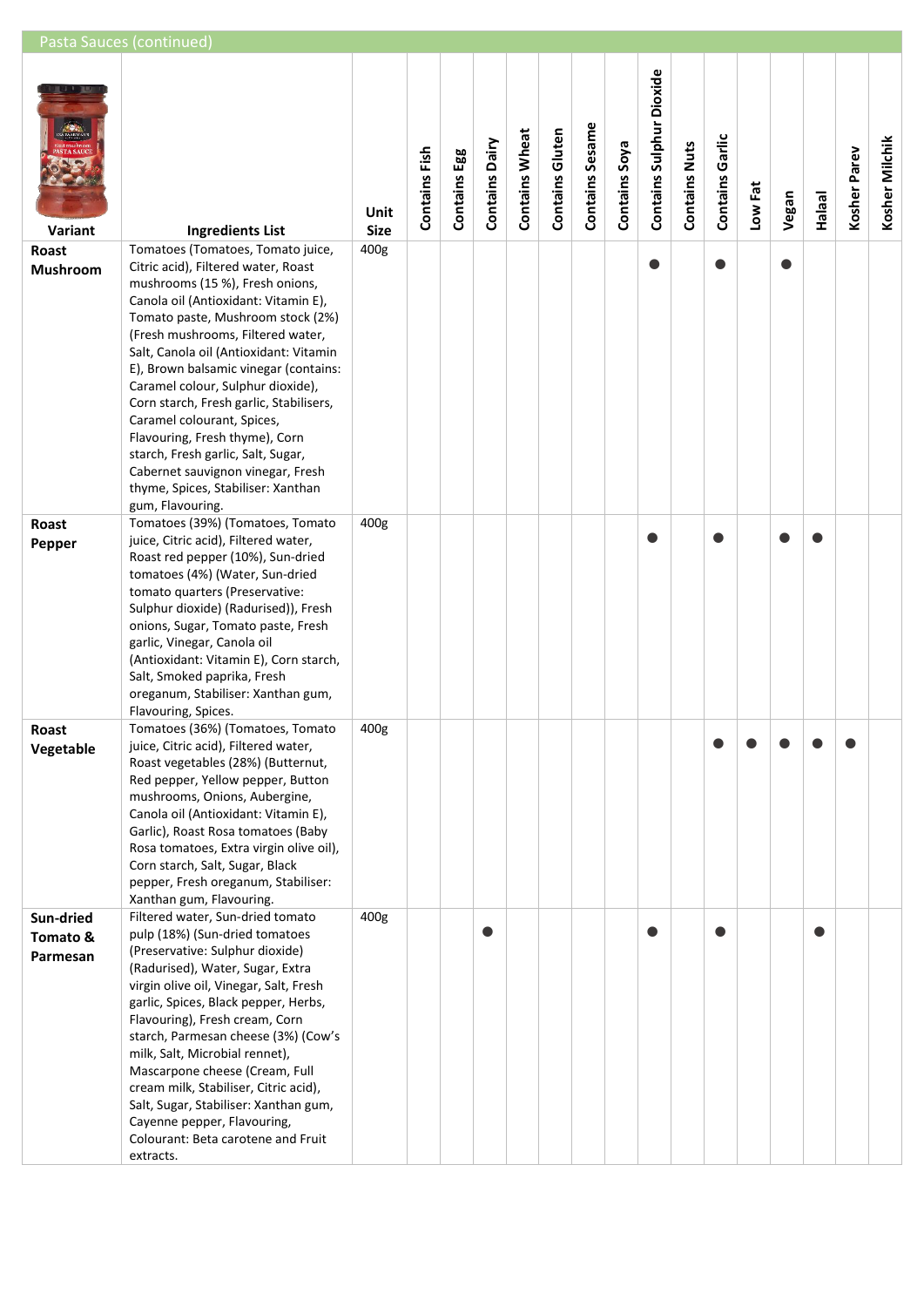## Pasta Sauces (continued)

| Variant | Ingredients List | Unit Size | Contains Fish | Contains Egg | Contains Dairy | Contains Wheat | Contains Gluten | Contains Sesame | Contains Soya | Contains Sulphur Dioxide | Contains Nuts | Contains Garlic | Low Fat | Vegan | Halaal | Kosher Parev | Kosher Milchik |
|---|---|---|---|---|---|---|---|---|---|---|---|---|---|---|---|---|---|
| **Roast Mushroom** | Tomatoes (Tomatoes, Tomato juice, Citric acid), Filtered water, Roast mushrooms (15 %), Fresh onions, Canola oil (Antioxidant: Vitamin E), Tomato paste, Mushroom stock (2%) (Fresh mushrooms, Filtered water, Salt, Canola oil (Antioxidant: Vitamin E), Brown balsamic vinegar (contains: Caramel colour, Sulphur dioxide), Corn starch, Fresh garlic, Stabilisers, Caramel colourant, Spices, Flavouring, Fresh thyme), Corn starch, Fresh garlic, Salt, Sugar, Cabernet sauvignon vinegar, Fresh thyme, Spices, Stabiliser: Xanthan gum, Flavouring. | 400g | | | | | | | | ● | | ● | | ● | | | |
| **Roast Pepper** | Tomatoes (39%) (Tomatoes, Tomato juice, Citric acid), Filtered water, Roast red pepper (10%), Sun-dried tomatoes (4%) (Water, Sun-dried tomato quarters (Preservative: Sulphur dioxide) (Radurised)), Fresh onions, Sugar, Tomato paste, Fresh garlic, Vinegar, Canola oil (Antioxidant: Vitamin E), Corn starch, Salt, Smoked paprika, Fresh oreganum, Stabiliser: Xanthan gum, Flavouring, Spices. | 400g | | | | | | | | ● | | ● | | ● | ● | | |
| **Roast Vegetable** | Tomatoes (36%) (Tomatoes, Tomato juice, Citric acid), Filtered water, Roast vegetables (28%) (Butternut, Red pepper, Yellow pepper, Button mushrooms, Onions, Aubergine, Canola oil (Antioxidant: Vitamin E), Garlic), Roast Rosa tomatoes (Baby Rosa tomatoes, Extra virgin olive oil), Corn starch, Salt, Sugar, Black pepper, Fresh oreganum, Stabiliser: Xanthan gum, Flavouring. | 400g | | | | | | | | | | ● | ● | ● | ● | ● | |
| **Sun-dried Tomato & Parmesan** | Filtered water, Sun-dried tomato pulp (18%) (Sun-dried tomatoes (Preservative: Sulphur dioxide) (Radurised), Water, Sugar, Extra virgin olive oil, Vinegar, Salt, Fresh garlic, Spices, Black pepper, Herbs, Flavouring), Fresh cream, Corn starch, Parmesan cheese (3%) (Cow's milk, Salt, Microbial rennet), Mascarpone cheese (Cream, Full cream milk, Stabiliser, Citric acid), Salt, Sugar, Stabiliser: Xanthan gum, Cayenne pepper, Flavouring, Colourant: Beta carotene and Fruit extracts. | 400g | | | ● | | | | | ● | | ● | | | ● | | |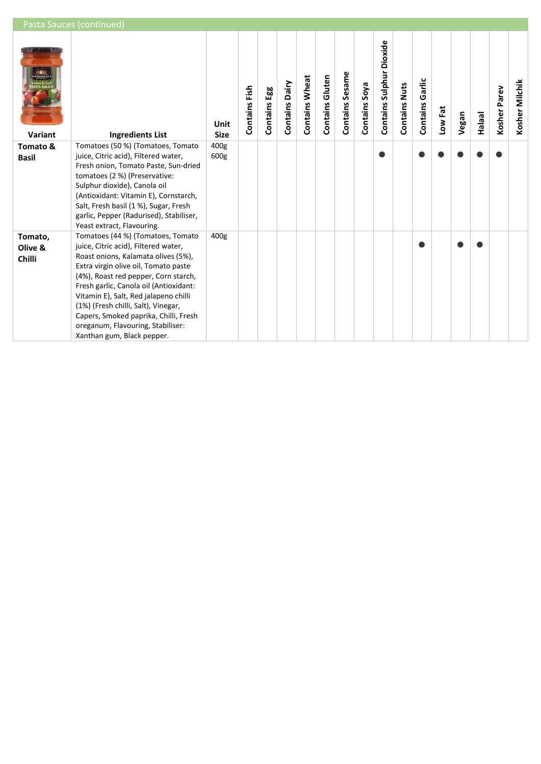## Pasta Sauces (continued)

| Variant | Ingredients List | Unit Size | Contains Fish | Contains Egg | Contains Dairy | Contains Wheat | Contains Gluten | Contains Sesame | Contains Soya | Contains Sulphur Dioxide | Contains Nuts | Contains Garlic | Low Fat | Vegan | Halaal | Kosher Parev | Kosher Milchik |
|---|---|---|---|---|---|---|---|---|---|---|---|---|---|---|---|---|---|
| **Tomato & Basil** | Tomatoes (50 %) (Tomatoes, Tomato juice, Citric acid), Filtered water, Fresh onion, Tomato Paste, Sun-dried tomatoes (2 %) (Preservative: Sulphur dioxide), Canola oil (Antioxidant: Vitamin E), Cornstarch, Salt, Fresh basil (1 %), Sugar, Fresh garlic, Pepper (Radurised), Stabiliser, Yeast extract, Flavouring. | 400g 600g | | | | | | | | ● | | ● | ● | ● | ● | ● | |
| **Tomato, Olive & Chilli** | Tomatoes (44 %) (Tomatoes, Tomato juice, Citric acid), Filtered water, Roast onions, Kalamata olives (5%), Extra virgin olive oil, Tomato paste (4%), Roast red pepper, Corn starch, Fresh garlic, Canola oil (Antioxidant: Vitamin E), Salt, Red jalapeno chilli (1%) (Fresh chilli, Salt), Vinegar, Capers, Smoked paprika, Chilli, Fresh oreganum, Flavouring, Stabiliser: Xanthan gum, Black pepper. | 400g | | | | | | | | | | ● | | ● | ● | | |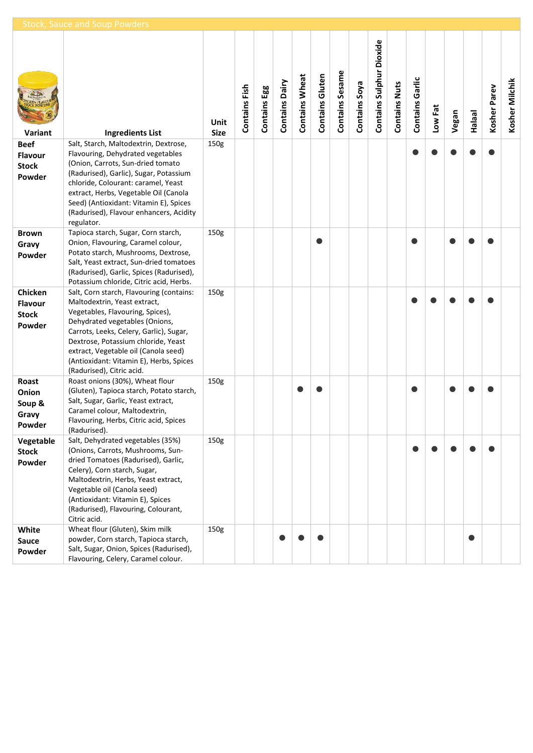## Stock, Sauce and Soup Powders

| Variant | Ingredients List | Unit Size | Contains Fish | Contains Egg | Contains Dairy | Contains Wheat | Contains Gluten | Contains Sesame | Contains Soya | Contains Sulphur Dioxide | Contains Nuts | Contains Garlic | Low Fat | Vegan | Halaal | Kosher Parev | Kosher Milchik |
|---|---|---|---|---|---|---|---|---|---|---|---|---|---|---|---|---|---|
| **Beef Flavour Stock Powder** | Salt, Starch, Maltodextrin, Dextrose, Flavouring, Dehydrated vegetables (Onion, Carrots, Sun-dried tomato (Radurised), Garlic), Sugar, Potassium chloride, Colourant: caramel, Yeast extract, Herbs, Vegetable Oil (Canola Seed) (Antioxidant: Vitamin E), Spices (Radurised), Flavour enhancers, Acidity regulator. | 150g | | | | | | | | | | ● | ● | ● | ● | ● | |
| **Brown Gravy Powder** | Tapioca starch, Sugar, Corn starch, Onion, Flavouring, Caramel colour, Potato starch, Mushrooms, Dextrose, Salt, Yeast extract, Sun-dried tomatoes (Radurised), Garlic, Spices (Radurised), Potassium chloride, Citric acid, Herbs. | 150g | | | | | ● | | | | | ● | | ● | ● | ● | |
| **Chicken Flavour Stock Powder** | Salt, Corn starch, Flavouring (contains: Maltodextrin, Yeast extract, Vegetables, Flavouring, Spices), Dehydrated vegetables (Onions, Carrots, Leeks, Celery, Garlic), Sugar, Dextrose, Potassium chloride, Yeast extract, Vegetable oil (Canola seed) (Antioxidant: Vitamin E), Herbs, Spices (Radurised), Citric acid. | 150g | | | | | | | | | | ● | ● | ● | ● | ● | |
| **Roast Onion Soup & Gravy Powder** | Roast onions (30%), Wheat flour (Gluten), Tapioca starch, Potato starch, Salt, Sugar, Garlic, Yeast extract, Caramel colour, Maltodextrin, Flavouring, Herbs, Citric acid, Spices (Radurised). | 150g | | | | ● | ● | | | | | ● | | ● | ● | ● | |
| **Vegetable Stock Powder** | Salt, Dehydrated vegetables (35%) (Onions, Carrots, Mushrooms, Sun-dried Tomatoes (Radurised), Garlic, Celery), Corn starch, Sugar, Maltodextrin, Herbs, Yeast extract, Vegetable oil (Canola seed) (Antioxidant: Vitamin E), Spices (Radurised), Flavouring, Colourant, Citric acid. | 150g | | | | | | | | | | ● | ● | ● | ● | ● | |
| **White Sauce Powder** | Wheat flour (Gluten), Skim milk powder, Corn starch, Tapioca starch, Salt, Sugar, Onion, Spices (Radurised), Flavouring, Celery, Caramel colour. | 150g | | | ● | ● | ● | | | | | | | | ● | | |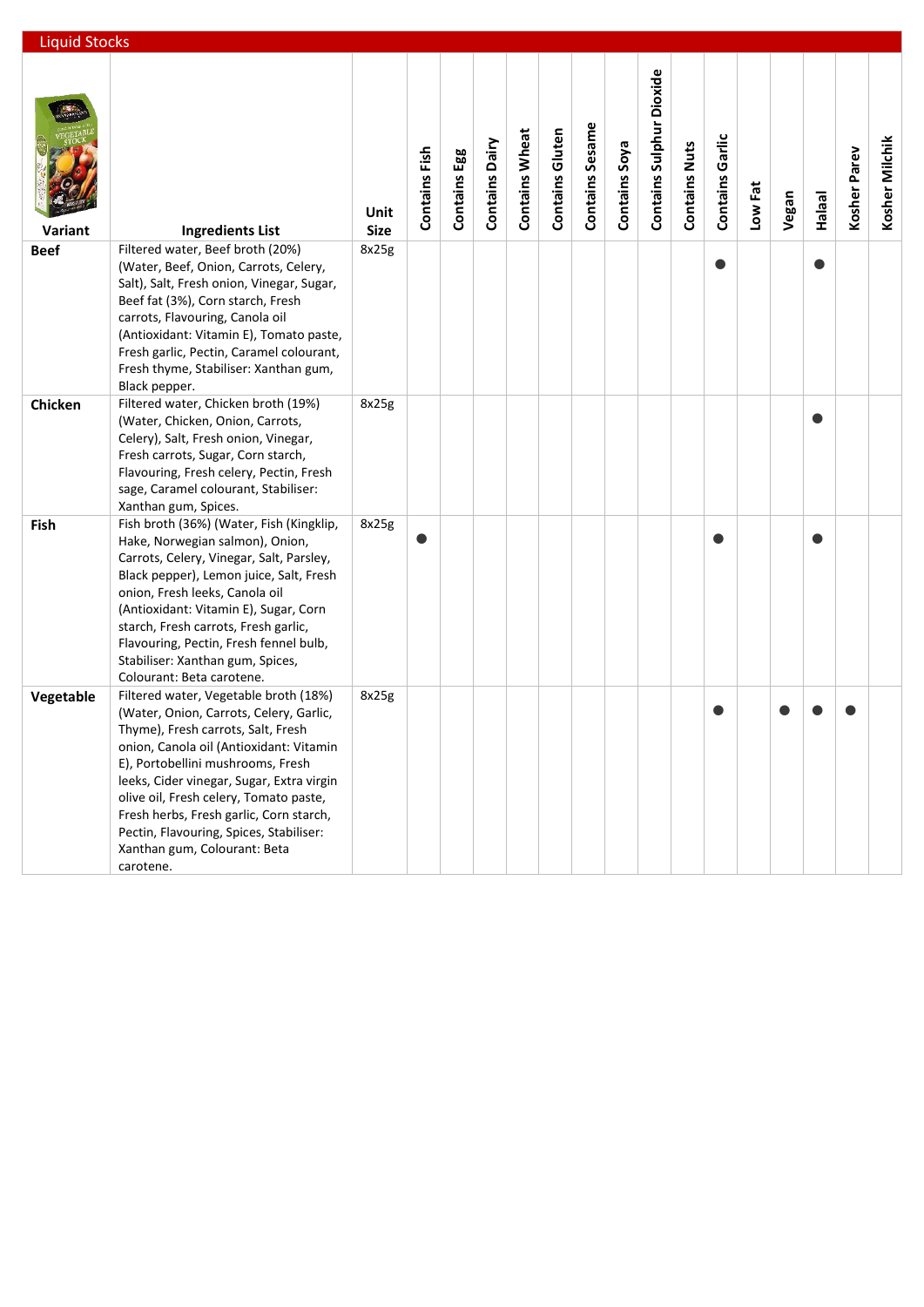## Liquid Stocks

| Variant | Ingredients List | Unit Size | Contains Fish | Contains Egg | Contains Dairy | Contains Wheat | Contains Gluten | Contains Sesame | Contains Soya | Contains Sulphur Dioxide | Contains Nuts | Contains Garlic | Low Fat | Vegan | Halaal | Kosher Parev | Kosher Milchik |
|---|---|---|---|---|---|---|---|---|---|---|---|---|---|---|---|---|---|
| **Beef** | Filtered water, Beef broth (20%) (Water, Beef, Onion, Carrots, Celery, Salt), Salt, Fresh onion, Vinegar, Sugar, Beef fat (3%), Corn starch, Fresh carrots, Flavouring, Canola oil (Antioxidant: Vitamin E), Tomato paste, Fresh garlic, Pectin, Caramel colourant, Fresh thyme, Stabiliser: Xanthan gum, Black pepper. | 8x25g | | | | | | | | | | ● | | | ● | | |
| **Chicken** | Filtered water, Chicken broth (19%) (Water, Chicken, Onion, Carrots, Celery), Salt, Fresh onion, Vinegar, Fresh carrots, Sugar, Corn starch, Flavouring, Fresh celery, Pectin, Fresh sage, Caramel colourant, Stabiliser: Xanthan gum, Spices. | 8x25g | | | | | | | | | | | | | ● | | |
| **Fish** | Fish broth (36%) (Water, Fish (Kingklip, Hake, Norwegian salmon), Onion, Carrots, Celery, Vinegar, Salt, Parsley, Black pepper), Lemon juice, Salt, Fresh onion, Fresh leeks, Canola oil (Antioxidant: Vitamin E), Sugar, Corn starch, Fresh carrots, Fresh garlic, Flavouring, Pectin, Fresh fennel bulb, Stabiliser: Xanthan gum, Spices, Colourant: Beta carotene. | 8x25g | ● | | | | | | | | | ● | | | ● | | |
| **Vegetable** | Filtered water, Vegetable broth (18%) (Water, Onion, Carrots, Celery, Garlic, Thyme), Fresh carrots, Salt, Fresh onion, Canola oil (Antioxidant: Vitamin E), Portobellini mushrooms, Fresh leeks, Cider vinegar, Sugar, Extra virgin olive oil, Fresh celery, Tomato paste, Fresh herbs, Fresh garlic, Corn starch, Pectin, Flavouring, Spices, Stabiliser: Xanthan gum, Colourant: Beta carotene. | 8x25g | | | | | | | | | | ● | | ● | ● | ● | |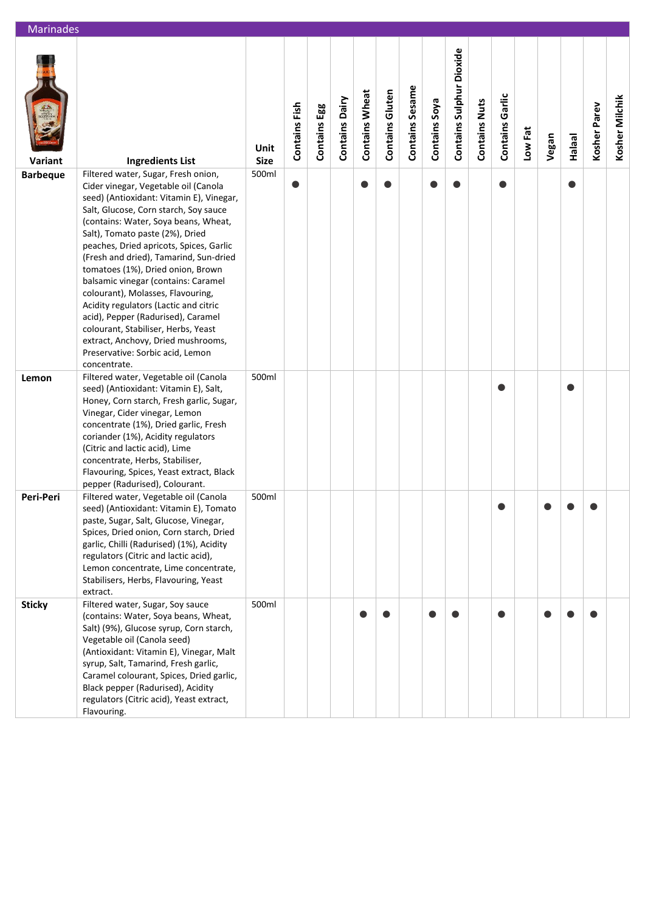## Marinades

| Variant | Ingredients List | Unit Size | Contains Fish | Contains Egg | Contains Dairy | Contains Wheat | Contains Gluten | Contains Sesame | Contains Soya | Contains Sulphur Dioxide | Contains Nuts | Contains Garlic | Low Fat | Vegan | Halaal | Kosher Parev | Kosher Milchik |
|---|---|---|---|---|---|---|---|---|---|---|---|---|---|---|---|---|---|
| **Barbeque** | Filtered water, Sugar, Fresh onion, Cider vinegar, Vegetable oil (Canola seed) (Antioxidant: Vitamin E), Vinegar, Salt, Glucose, Corn starch, Soy sauce (contains: Water, Soya beans, Wheat, Salt), Tomato paste (2%), Dried peaches, Dried apricots, Spices, Garlic (Fresh and dried), Tamarind, Sun-dried tomatoes (1%), Dried onion, Brown balsamic vinegar (contains: Caramel colourant), Molasses, Flavouring, Acidity regulators (Lactic and citric acid), Pepper (Radurised), Caramel colourant, Stabiliser, Herbs, Yeast extract, Anchovy, Dried mushrooms, Preservative: Sorbic acid, Lemon concentrate. | 500ml | ● | | | ● | ● | | ● | ● | | ● | | | ● | | |
| **Lemon** | Filtered water, Vegetable oil (Canola seed) (Antioxidant: Vitamin E), Salt, Honey, Corn starch, Fresh garlic, Sugar, Vinegar, Cider vinegar, Lemon concentrate (1%), Dried garlic, Fresh coriander (1%), Acidity regulators (Citric and lactic acid), Lime concentrate, Herbs, Stabiliser, Flavouring, Spices, Yeast extract, Black pepper (Radurised), Colourant. | 500ml | | | | | | | | | | ● | | | ● | | |
| **Peri-Peri** | Filtered water, Vegetable oil (Canola seed) (Antioxidant: Vitamin E), Tomato paste, Sugar, Salt, Glucose, Vinegar, Spices, Dried onion, Corn starch, Dried garlic, Chilli (Radurised) (1%), Acidity regulators (Citric and lactic acid), Lemon concentrate, Lime concentrate, Stabilisers, Herbs, Flavouring, Yeast extract. | 500ml | | | | | | | | | | ● | | ● | ● | ● | |
| **Sticky** | Filtered water, Sugar, Soy sauce (contains: Water, Soya beans, Wheat, Salt) (9%), Glucose syrup, Corn starch, Vegetable oil (Canola seed) (Antioxidant: Vitamin E), Vinegar, Malt syrup, Salt, Tamarind, Fresh garlic, Caramel colourant, Spices, Dried garlic, Black pepper (Radurised), Acidity regulators (Citric acid), Yeast extract, Flavouring. | 500ml | | | | ● | ● | | ● | ● | | ● | | ● | ● | ● | |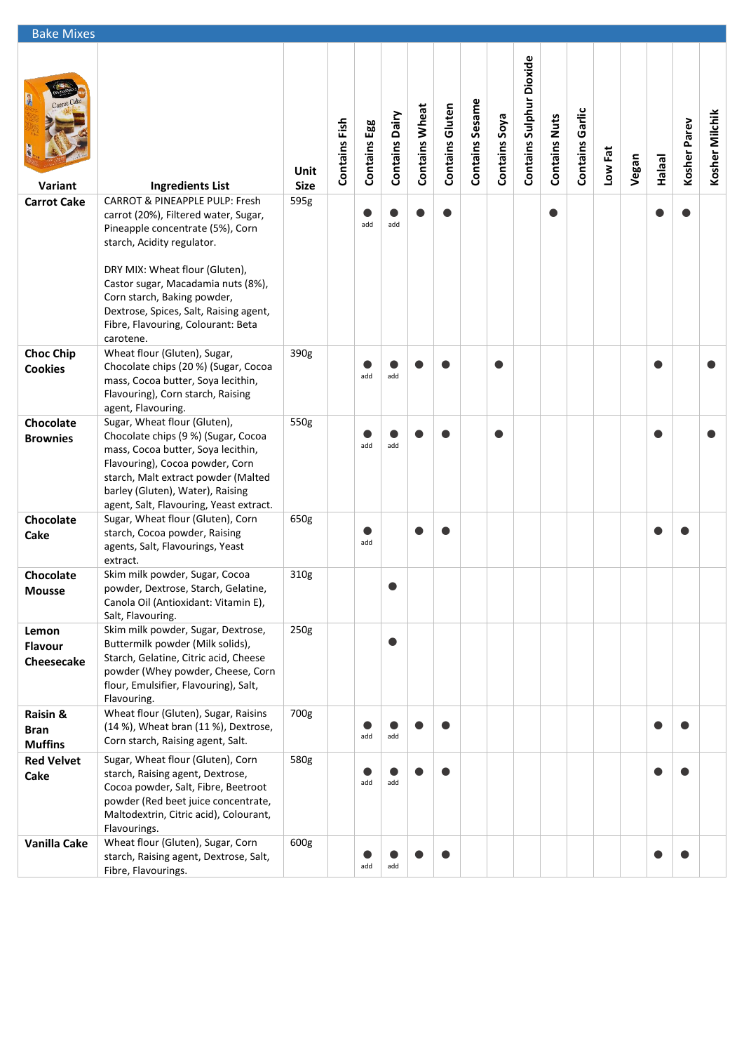## Bake Mixes

| Variant | Ingredients List | Unit Size | Contains Fish | Contains Egg | Contains Dairy | Contains Wheat | Contains Gluten | Contains Sesame | Contains Soya | Contains Sulphur Dioxide | Contains Nuts | Contains Garlic | Low Fat | Vegan | Halaal | Kosher Parev | Kosher Milchik |
|---|---|---|---|---|---|---|---|---|---|---|---|---|---|---|---|---|---|
| **Carrot Cake** | CARROT & PINEAPPLE PULP: Fresh carrot (20%), Filtered water, Sugar, Pineapple concentrate (5%), Corn starch, Acidity regulator.<br><br>DRY MIX: Wheat flour (Gluten), Castor sugar, Macadamia nuts (8%), Corn starch, Baking powder, Dextrose, Spices, Salt, Raising agent, Fibre, Flavouring, Colourant: Beta carotene. | 595g | | ● add | ● add | ● | ● | | | | ● | | | | ● | ● | |
| **Choc Chip Cookies** | Wheat flour (Gluten), Sugar, Chocolate chips (20 %) (Sugar, Cocoa mass, Cocoa butter, Soya lecithin, Flavouring), Corn starch, Raising agent, Flavouring. | 390g | | ● add | ● add | ● | ● | | ● | | | | | | ● | | ● |
| **Chocolate Brownies** | Sugar, Wheat flour (Gluten), Chocolate chips (9 %) (Sugar, Cocoa mass, Cocoa butter, Soya lecithin, Flavouring), Cocoa powder, Corn starch, Malt extract powder (Malted barley (Gluten), Water), Raising agent, Salt, Flavouring, Yeast extract. | 550g | | ● add | ● add | ● | ● | | ● | | | | | | ● | | ● |
| **Chocolate Cake** | Sugar, Wheat flour (Gluten), Corn starch, Cocoa powder, Raising agents, Salt, Flavourings, Yeast extract. | 650g | | ● add | | ● | ● | | | | | | | | ● | ● | |
| **Chocolate Mousse** | Skim milk powder, Sugar, Cocoa powder, Dextrose, Starch, Gelatine, Canola Oil (Antioxidant: Vitamin E), Salt, Flavouring. | 310g | | | ● | | | | | | | | | | | | |
| **Lemon Flavour Cheesecake** | Skim milk powder, Sugar, Dextrose, Buttermilk powder (Milk solids), Starch, Gelatine, Citric acid, Cheese powder (Whey powder, Cheese, Corn flour, Emulsifier, Flavouring), Salt, Flavouring. | 250g | | | ● | | | | | | | | | | | | |
| **Raisin & Bran Muffins** | Wheat flour (Gluten), Sugar, Raisins (14 %), Wheat bran (11 %), Dextrose, Corn starch, Raising agent, Salt. | 700g | | ● add | ● add | ● | ● | | | | | | | | ● | ● | |
| **Red Velvet Cake** | Sugar, Wheat flour (Gluten), Corn starch, Raising agent, Dextrose, Cocoa powder, Salt, Fibre, Beetroot powder (Red beet juice concentrate, Maltodextrin, Citric acid), Colourant, Flavourings. | 580g | | ● add | ● add | ● | ● | | | | | | | | ● | ● | |
| **Vanilla Cake** | Wheat flour (Gluten), Sugar, Corn starch, Raising agent, Dextrose, Salt, Fibre, Flavourings. | 600g | | ● add | ● add | ● | ● | | | | | | | | ● | ● | |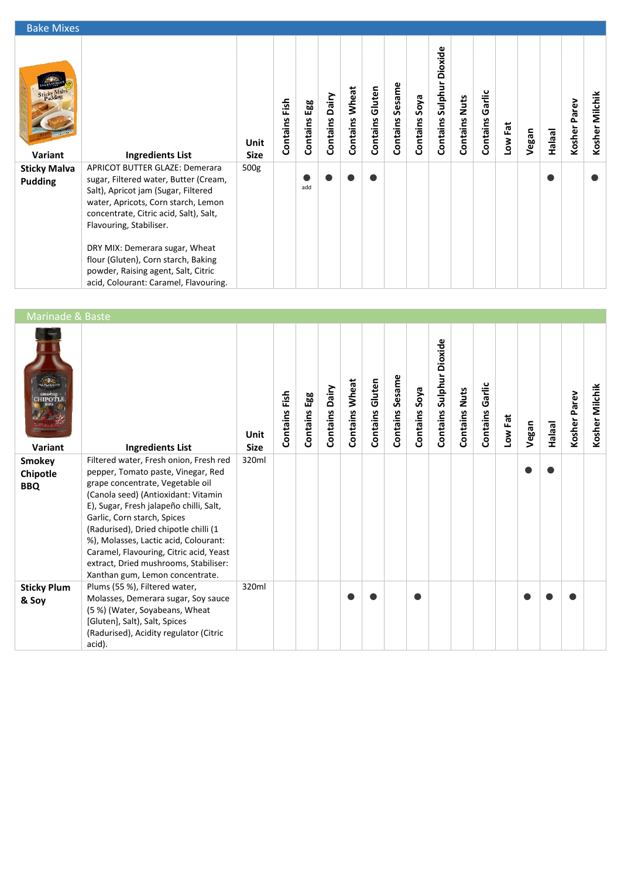## Bake Mixes

| Variant | Ingredients List | Unit Size | Contains Fish | Contains Egg | Contains Dairy | Contains Wheat | Contains Gluten | Contains Sesame | Contains Soya | Contains Sulphur Dioxide | Contains Nuts | Contains Garlic | Low Fat | Vegan | Halaal | Kosher Parev | Kosher Milchik |
|---|---|---|---|---|---|---|---|---|---|---|---|---|---|---|---|---|---|
| **Sticky Malva Pudding** | APRICOT BUTTER GLAZE: Demerara sugar, Filtered water, Butter (Cream, Salt), Apricot jam (Sugar, Filtered water, Apricots, Corn starch, Lemon concentrate, Citric acid, Salt), Salt, Flavouring, Stabiliser.<br><br>DRY MIX: Demerara sugar, Wheat flour (Gluten), Corn starch, Baking powder, Raising agent, Salt, Citric acid, Colourant: Caramel, Flavouring. | 500g | | ● add | ● | ● | ● | | | | | | | | ● | | ● |

## Marinade & Baste

| Variant | Ingredients List | Unit Size | Contains Fish | Contains Egg | Contains Dairy | Contains Wheat | Contains Gluten | Contains Sesame | Contains Soya | Contains Sulphur Dioxide | Contains Nuts | Contains Garlic | Low Fat | Vegan | Halaal | Kosher Parev | Kosher Milchik |
|---|---|---|---|---|---|---|---|---|---|---|---|---|---|---|---|---|---|
| **Smokey Chipotle BBQ** | Filtered water, Fresh onion, Fresh red pepper, Tomato paste, Vinegar, Red grape concentrate, Vegetable oil (Canola seed) (Antioxidant: Vitamin E), Sugar, Fresh jalapeño chilli, Salt, Garlic, Corn starch, Spices (Radurised), Dried chipotle chilli (1 %), Molasses, Lactic acid, Colourant: Caramel, Flavouring, Citric acid, Yeast extract, Dried mushrooms, Stabiliser: Xanthan gum, Lemon concentrate. | 320ml | | | | | | | | | | | | ● | ● | | |
| **Sticky Plum & Soy** | Plums (55 %), Filtered water, Molasses, Demerara sugar, Soy sauce (5 %) (Water, Soyabeans, Wheat [Gluten], Salt), Salt, Spices (Radurised), Acidity regulator (Citric acid). | 320ml | | | | ● | ● | | ● | | | | | ● | ● | ● | |